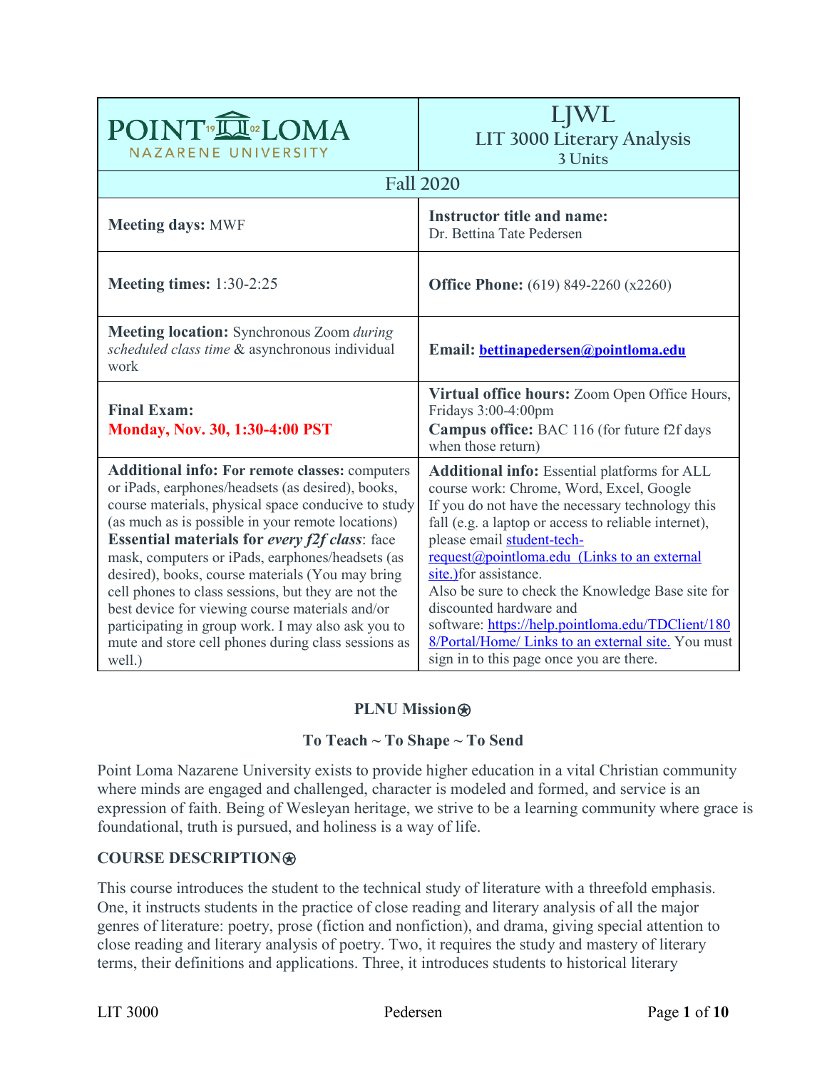| POINT LOMA NAZARENE UNIVERSITY | LJWL<br>LIT 3000 Literary Analysis<br>3 Units |
|---|---|
| Fall 2020 | |
| **Meeting days:** MWF | **Instructor title and name:**<br>Dr. Bettina Tate Pedersen |
| **Meeting times:** 1:30-2:25 | **Office Phone:** (619) 849-2260 (x2260) |
| **Meeting location:** Synchronous Zoom *during scheduled class time* & asynchronous individual work | **Email:** [bettinapedersen@pointloma.edu](mailto:bettinapedersen@pointloma.edu) |
| **Final Exam:**<br>**Monday, Nov. 30, 1:30-4:00 PST** | **Virtual office hours:** Zoom Open Office Hours, Fridays 3:00-4:00pm<br>**Campus office:** BAC 116 (for future f2f days when those return) |
| **Additional info: For remote classes:** computers or iPads, earphones/headsets (as desired), books, course materials, physical space conducive to study (as much as is possible in your remote locations)<br>**Essential materials for *every f2f class*:** face mask, computers or iPads, earphones/headsets (as desired), books, course materials (You may bring cell phones to class sessions, but they are not the best device for viewing course materials and/or participating in group work. I may also ask you to mute and store cell phones during class sessions as well.) | **Additional info:** Essential platforms for ALL course work: Chrome, Word, Excel, Google<br>If you do not have the necessary technology this fall (e.g. a laptop or access to reliable internet), please email student-tech-request@pointloma.edu (Links to an external site.)for assistance.<br>Also be sure to check the Knowledge Base site for discounted hardware and software: https://help.pointloma.edu/TDClient/1808/Portal/Home/ Links to an external site. You must sign in to this page once you are there. |

## PLNU Mission⍟

**To Teach ~ To Shape ~ To Send**

Point Loma Nazarene University exists to provide higher education in a vital Christian community where minds are engaged and challenged, character is modeled and formed, and service is an expression of faith. Being of Wesleyan heritage, we strive to be a learning community where grace is foundational, truth is pursued, and holiness is a way of life.

## COURSE DESCRIPTION⍟

This course introduces the student to the technical study of literature with a threefold emphasis. One, it instructs students in the practice of close reading and literary analysis of all the major genres of literature: poetry, prose (fiction and nonfiction), and drama, giving special attention to close reading and literary analysis of poetry. Two, it requires the study and mastery of literary terms, their definitions and applications. Three, it introduces students to historical literary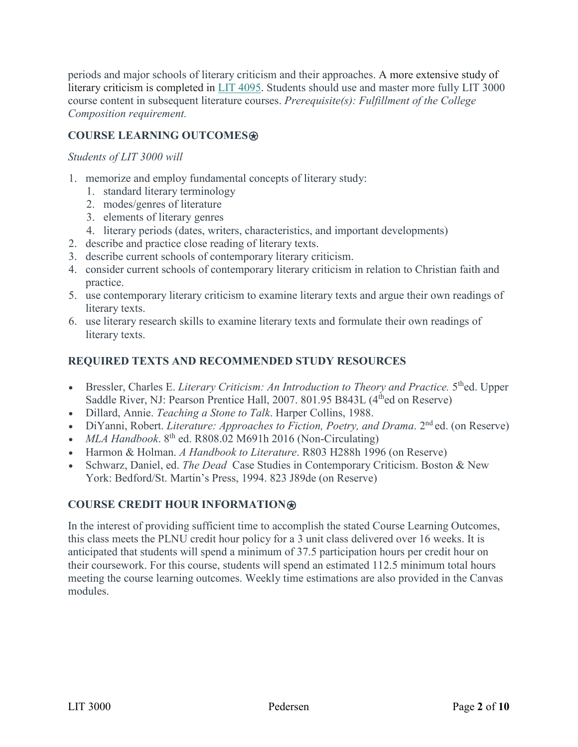periods and major schools of literary criticism and their approaches. A more extensive study of literary criticism is completed in [LIT 4095](). Students should use and master more fully LIT 3000 course content in subsequent literature courses. *Prerequisite(s): Fulfillment of the College Composition requirement.*

## COURSE LEARNING OUTCOMES⍟

*Students of LIT 3000 will*

1. memorize and employ fundamental concepts of literary study:
   1. standard literary terminology
   2. modes/genres of literature
   3. elements of literary genres
   4. literary periods (dates, writers, characteristics, and important developments)
2. describe and practice close reading of literary texts.
3. describe current schools of contemporary literary criticism.
4. consider current schools of contemporary literary criticism in relation to Christian faith and practice.
5. use contemporary literary criticism to examine literary texts and argue their own readings of literary texts.
6. use literary research skills to examine literary texts and formulate their own readings of literary texts.

## REQUIRED TEXTS AND RECOMMENDED STUDY RESOURCES

- Bressler, Charles E. *Literary Criticism: An Introduction to Theory and Practice.* 5th ed. Upper Saddle River, NJ: Pearson Prentice Hall, 2007. 801.95 B843L (4th ed on Reserve)
- Dillard, Annie. *Teaching a Stone to Talk*. Harper Collins, 1988.
- DiYanni, Robert. *Literature: Approaches to Fiction, Poetry, and Drama*. 2nd ed. (on Reserve)
- *MLA Handbook*. 8th ed. R808.02 M691h 2016 (Non-Circulating)
- Harmon & Holman. *A Handbook to Literature*. R803 H288h 1996 (on Reserve)
- Schwarz, Daniel, ed. *The Dead* Case Studies in Contemporary Criticism. Boston & New York: Bedford/St. Martin's Press, 1994. 823 J89de (on Reserve)

## COURSE CREDIT HOUR INFORMATION⍟

In the interest of providing sufficient time to accomplish the stated Course Learning Outcomes, this class meets the PLNU credit hour policy for a 3 unit class delivered over 16 weeks. It is anticipated that students will spend a minimum of 37.5 participation hours per credit hour on their coursework. For this course, students will spend an estimated 112.5 minimum total hours meeting the course learning outcomes. Weekly time estimations are also provided in the Canvas modules.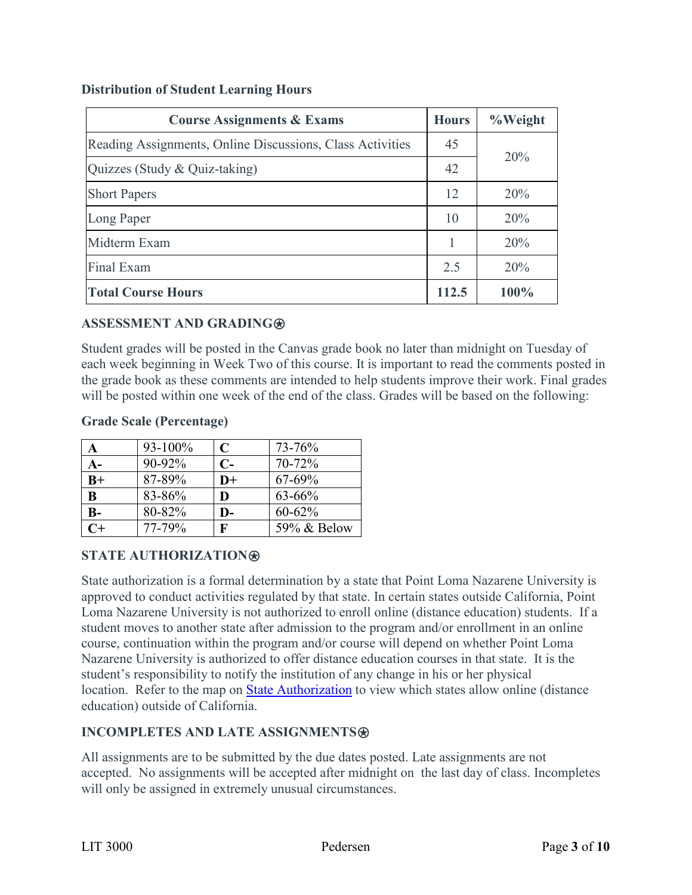**Distribution of Student Learning Hours**

| Course Assignments & Exams | Hours | %Weight |
|---|---|---|
| Reading Assignments, Online Discussions, Class Activities | 45 | 20% |
| Quizzes (Study & Quiz-taking) | 42 | |
| Short Papers | 12 | 20% |
| Long Paper | 10 | 20% |
| Midterm Exam | 1 | 20% |
| Final Exam | 2.5 | 20% |
| **Total Course Hours** | **112.5** | **100%** |

### ASSESSMENT AND GRADING⍟

Student grades will be posted in the Canvas grade book no later than midnight on Tuesday of each week beginning in Week Two of this course. It is important to read the comments posted in the grade book as these comments are intended to help students improve their work. Final grades will be posted within one week of the end of the class. Grades will be based on the following:

**Grade Scale (Percentage)**

| | | | |
|---|---|---|---|
| **A** | 93-100% | **C** | 73-76% |
| **A-** | 90-92% | **C-** | 70-72% |
| **B+** | 87-89% | **D+** | 67-69% |
| **B** | 83-86% | **D** | 63-66% |
| **B-** | 80-82% | **D-** | 60-62% |
| **C+** | 77-79% | **F** | 59% & Below |

### STATE AUTHORIZATION⍟

State authorization is a formal determination by a state that Point Loma Nazarene University is approved to conduct activities regulated by that state. In certain states outside California, Point Loma Nazarene University is not authorized to enroll online (distance education) students. If a student moves to another state after admission to the program and/or enrollment in an online course, continuation within the program and/or course will depend on whether Point Loma Nazarene University is authorized to offer distance education courses in that state. It is the student's responsibility to notify the institution of any change in his or her physical location. Refer to the map on State Authorization to view which states allow online (distance education) outside of California.

### INCOMPLETES AND LATE ASSIGNMENTS⍟

All assignments are to be submitted by the due dates posted. Late assignments are not accepted. No assignments will be accepted after midnight on the last day of class. Incompletes will only be assigned in extremely unusual circumstances.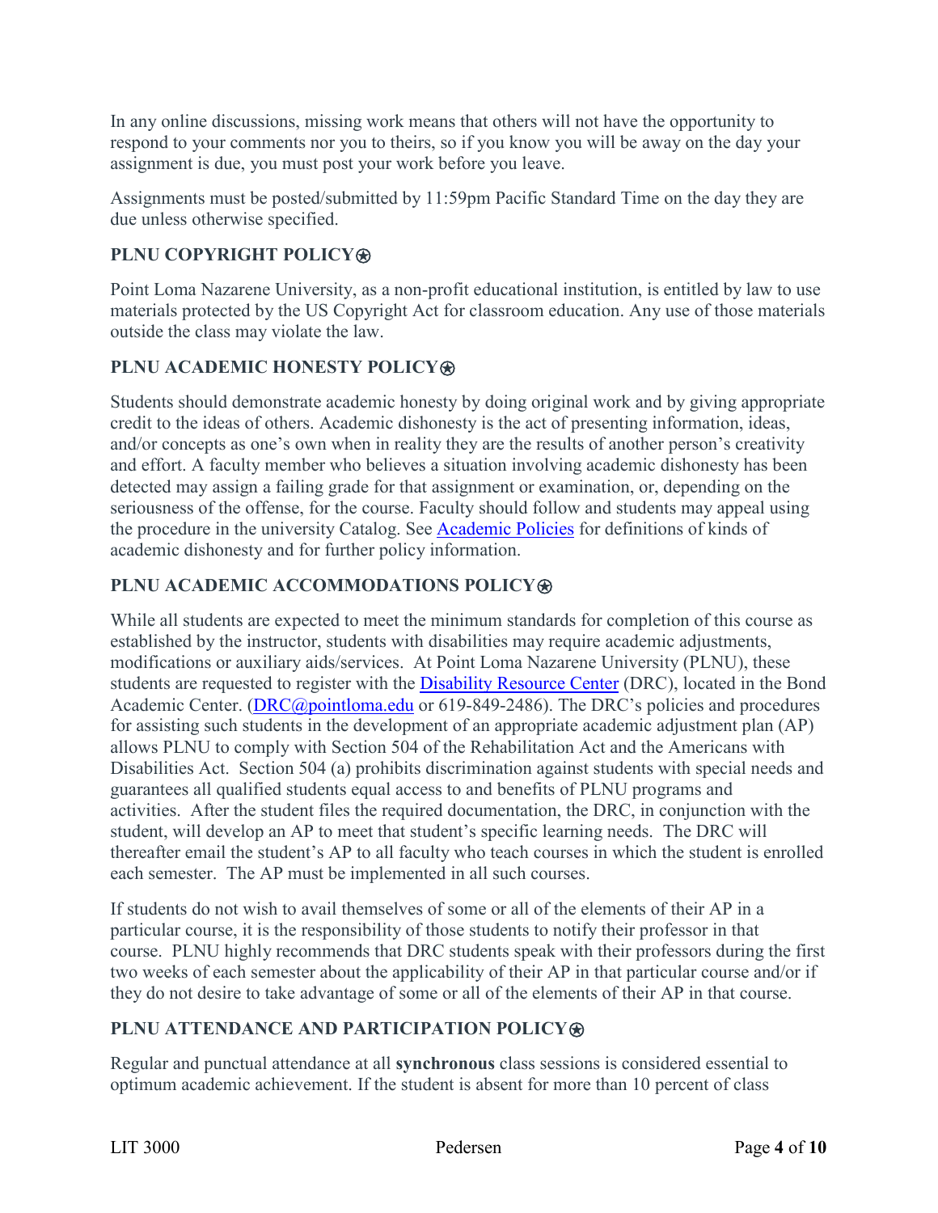In any online discussions, missing work means that others will not have the opportunity to respond to your comments nor you to theirs, so if you know you will be away on the day your assignment is due, you must post your work before you leave.

Assignments must be posted/submitted by 11:59pm Pacific Standard Time on the day they are due unless otherwise specified.

### PLNU COPYRIGHT POLICY⍟

Point Loma Nazarene University, as a non-profit educational institution, is entitled by law to use materials protected by the US Copyright Act for classroom education. Any use of those materials outside the class may violate the law.

### PLNU ACADEMIC HONESTY POLICY⍟

Students should demonstrate academic honesty by doing original work and by giving appropriate credit to the ideas of others. Academic dishonesty is the act of presenting information, ideas, and/or concepts as one's own when in reality they are the results of another person's creativity and effort. A faculty member who believes a situation involving academic dishonesty has been detected may assign a failing grade for that assignment or examination, or, depending on the seriousness of the offense, for the course. Faculty should follow and students may appeal using the procedure in the university Catalog. See Academic Policies for definitions of kinds of academic dishonesty and for further policy information.

### PLNU ACADEMIC ACCOMMODATIONS POLICY⍟

While all students are expected to meet the minimum standards for completion of this course as established by the instructor, students with disabilities may require academic adjustments, modifications or auxiliary aids/services. At Point Loma Nazarene University (PLNU), these students are requested to register with the Disability Resource Center (DRC), located in the Bond Academic Center. (DRC@pointloma.edu or 619-849-2486). The DRC's policies and procedures for assisting such students in the development of an appropriate academic adjustment plan (AP) allows PLNU to comply with Section 504 of the Rehabilitation Act and the Americans with Disabilities Act. Section 504 (a) prohibits discrimination against students with special needs and guarantees all qualified students equal access to and benefits of PLNU programs and activities. After the student files the required documentation, the DRC, in conjunction with the student, will develop an AP to meet that student's specific learning needs. The DRC will thereafter email the student's AP to all faculty who teach courses in which the student is enrolled each semester. The AP must be implemented in all such courses.

If students do not wish to avail themselves of some or all of the elements of their AP in a particular course, it is the responsibility of those students to notify their professor in that course. PLNU highly recommends that DRC students speak with their professors during the first two weeks of each semester about the applicability of their AP in that particular course and/or if they do not desire to take advantage of some or all of the elements of their AP in that course.

### PLNU ATTENDANCE AND PARTICIPATION POLICY⍟

Regular and punctual attendance at all **synchronous** class sessions is considered essential to optimum academic achievement. If the student is absent for more than 10 percent of class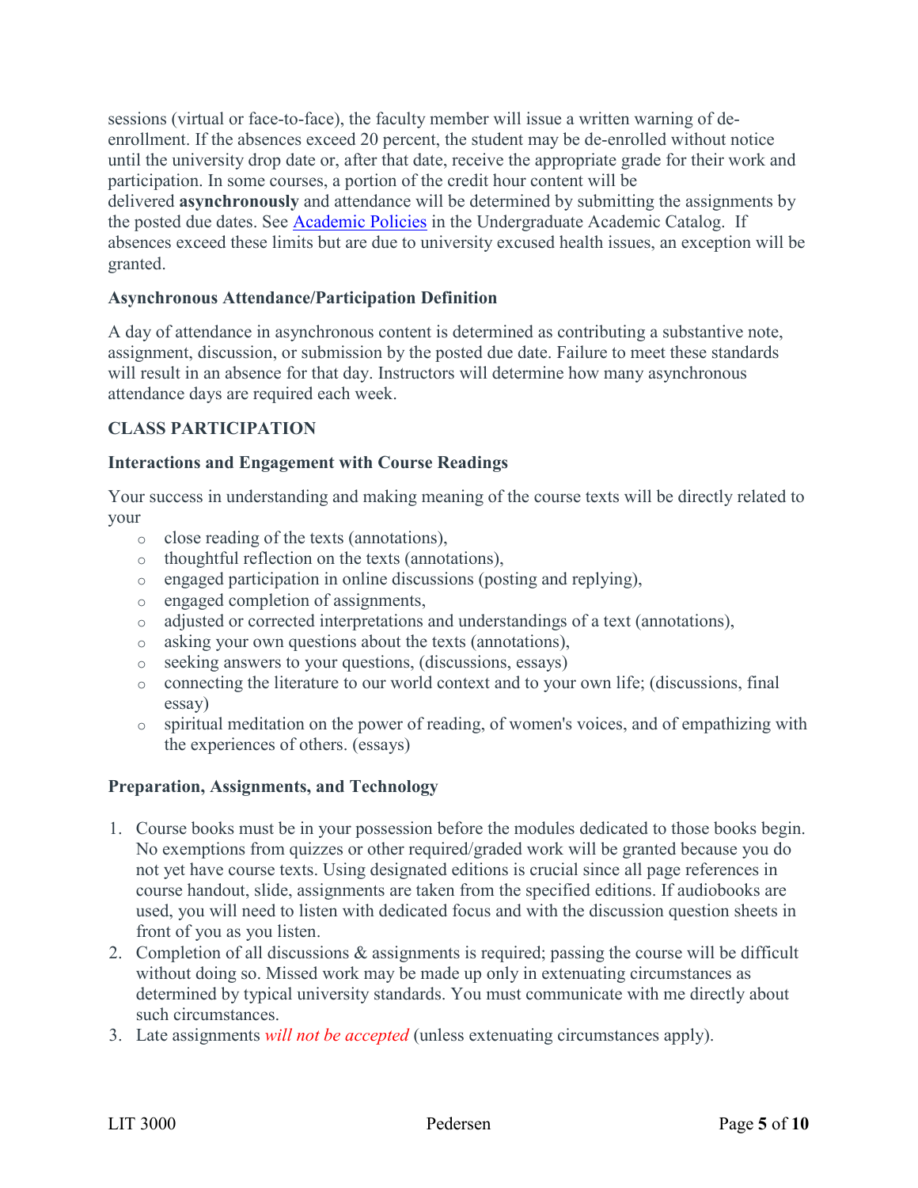sessions (virtual or face-to-face), the faculty member will issue a written warning of de-enrollment. If the absences exceed 20 percent, the student may be de-enrolled without notice until the university drop date or, after that date, receive the appropriate grade for their work and participation. In some courses, a portion of the credit hour content will be delivered **asynchronously** and attendance will be determined by submitting the assignments by the posted due dates. See [Academic Policies] in the Undergraduate Academic Catalog. If absences exceed these limits but are due to university excused health issues, an exception will be granted.

### Asynchronous Attendance/Participation Definition

A day of attendance in asynchronous content is determined as contributing a substantive note, assignment, discussion, or submission by the posted due date. Failure to meet these standards will result in an absence for that day. Instructors will determine how many asynchronous attendance days are required each week.

## CLASS PARTICIPATION

### Interactions and Engagement with Course Readings

Your success in understanding and making meaning of the course texts will be directly related to your

- close reading of the texts (annotations),
- thoughtful reflection on the texts (annotations),
- engaged participation in online discussions (posting and replying),
- engaged completion of assignments,
- adjusted or corrected interpretations and understandings of a text (annotations),
- asking your own questions about the texts (annotations),
- seeking answers to your questions, (discussions, essays)
- connecting the literature to our world context and to your own life; (discussions, final essay)
- spiritual meditation on the power of reading, of women's voices, and of empathizing with the experiences of others. (essays)

### Preparation, Assignments, and Technology

1. Course books must be in your possession before the modules dedicated to those books begin. No exemptions from quizzes or other required/graded work will be granted because you do not yet have course texts. Using designated editions is crucial since all page references in course handout, slide, assignments are taken from the specified editions. If audiobooks are used, you will need to listen with dedicated focus and with the discussion question sheets in front of you as you listen.
2. Completion of all discussions & assignments is required; passing the course will be difficult without doing so. Missed work may be made up only in extenuating circumstances as determined by typical university standards. You must communicate with me directly about such circumstances.
3. Late assignments *will not be accepted* (unless extenuating circumstances apply).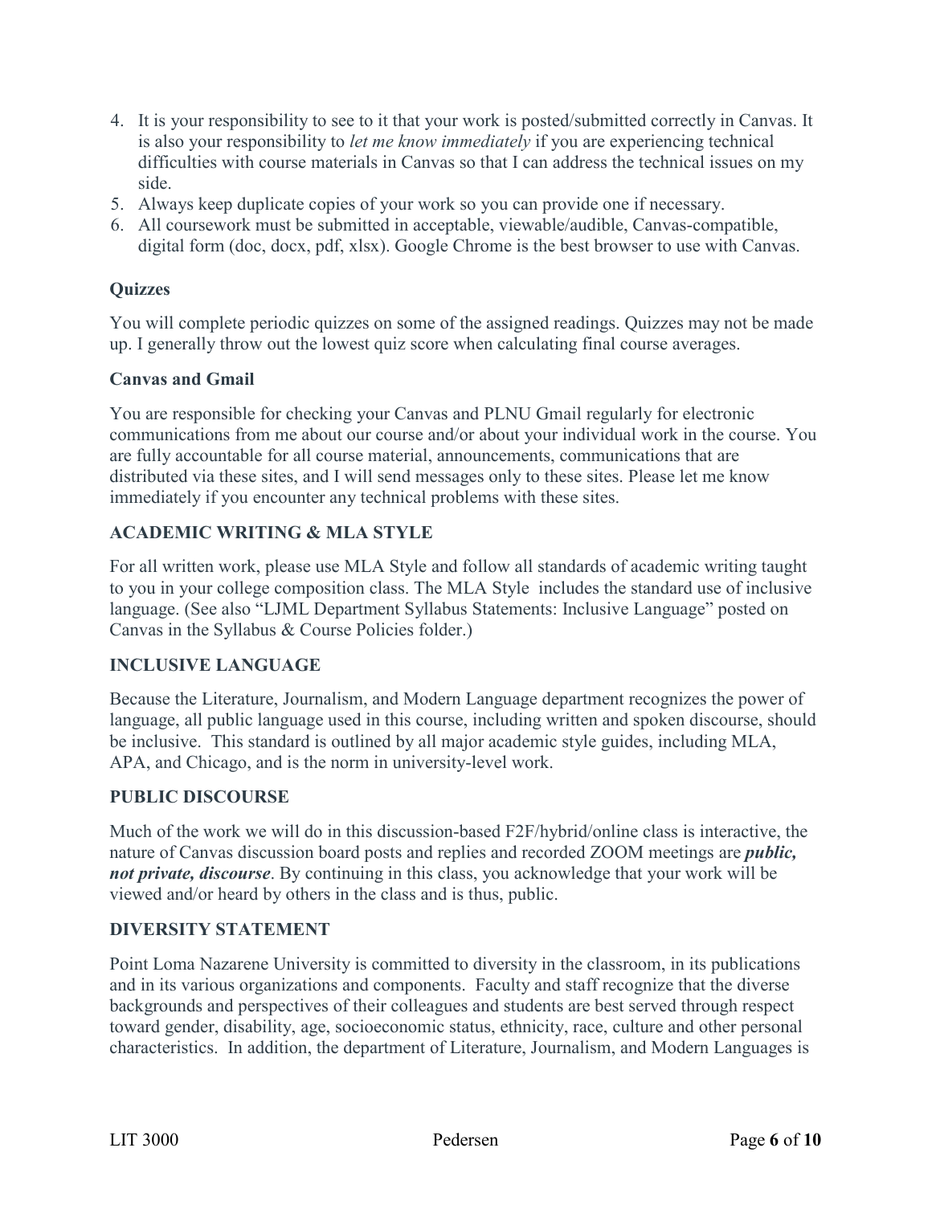4. It is your responsibility to see to it that your work is posted/submitted correctly in Canvas. It is also your responsibility to *let me know immediately* if you are experiencing technical difficulties with course materials in Canvas so that I can address the technical issues on my side.
5. Always keep duplicate copies of your work so you can provide one if necessary.
6. All coursework must be submitted in acceptable, viewable/audible, Canvas-compatible, digital form (doc, docx, pdf, xlsx). Google Chrome is the best browser to use with Canvas.

**Quizzes**

You will complete periodic quizzes on some of the assigned readings. Quizzes may not be made up. I generally throw out the lowest quiz score when calculating final course averages.

**Canvas and Gmail**

You are responsible for checking your Canvas and PLNU Gmail regularly for electronic communications from me about our course and/or about your individual work in the course. You are fully accountable for all course material, announcements, communications that are distributed via these sites, and I will send messages only to these sites. Please let me know immediately if you encounter any technical problems with these sites.

## ACADEMIC WRITING & MLA STYLE

For all written work, please use MLA Style and follow all standards of academic writing taught to you in your college composition class. The MLA Style includes the standard use of inclusive language. (See also "LJML Department Syllabus Statements: Inclusive Language" posted on Canvas in the Syllabus & Course Policies folder.)

## INCLUSIVE LANGUAGE

Because the Literature, Journalism, and Modern Language department recognizes the power of language, all public language used in this course, including written and spoken discourse, should be inclusive. This standard is outlined by all major academic style guides, including MLA, APA, and Chicago, and is the norm in university-level work.

## PUBLIC DISCOURSE

Much of the work we will do in this discussion-based F2F/hybrid/online class is interactive, the nature of Canvas discussion board posts and replies and recorded ZOOM meetings are ***public, not private, discourse***. By continuing in this class, you acknowledge that your work will be viewed and/or heard by others in the class and is thus, public.

## DIVERSITY STATEMENT

Point Loma Nazarene University is committed to diversity in the classroom, in its publications and in its various organizations and components. Faculty and staff recognize that the diverse backgrounds and perspectives of their colleagues and students are best served through respect toward gender, disability, age, socioeconomic status, ethnicity, race, culture and other personal characteristics. In addition, the department of Literature, Journalism, and Modern Languages is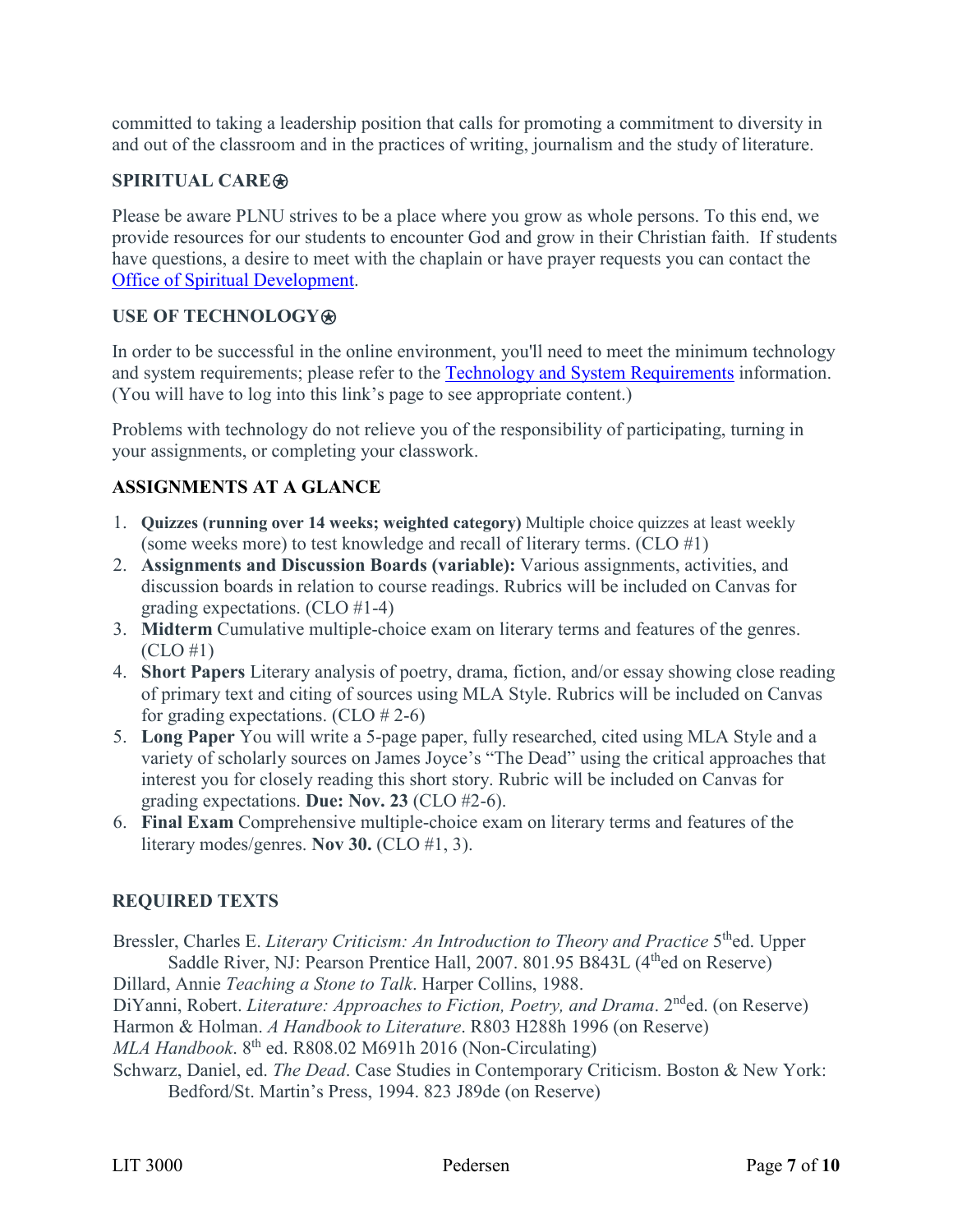committed to taking a leadership position that calls for promoting a commitment to diversity in and out of the classroom and in the practices of writing, journalism and the study of literature.

### SPIRITUAL CARE⍟

Please be aware PLNU strives to be a place where you grow as whole persons. To this end, we provide resources for our students to encounter God and grow in their Christian faith. If students have questions, a desire to meet with the chaplain or have prayer requests you can contact the Office of Spiritual Development.

### USE OF TECHNOLOGY⍟

In order to be successful in the online environment, you'll need to meet the minimum technology and system requirements; please refer to the Technology and System Requirements information. (You will have to log into this link's page to see appropriate content.)

Problems with technology do not relieve you of the responsibility of participating, turning in your assignments, or completing your classwork.

### ASSIGNMENTS AT A GLANCE

1. **Quizzes (running over 14 weeks; weighted category)** Multiple choice quizzes at least weekly (some weeks more) to test knowledge and recall of literary terms. (CLO #1)
2. **Assignments and Discussion Boards (variable):** Various assignments, activities, and discussion boards in relation to course readings. Rubrics will be included on Canvas for grading expectations. (CLO #1-4)
3. **Midterm** Cumulative multiple-choice exam on literary terms and features of the genres. (CLO #1)
4. **Short Papers** Literary analysis of poetry, drama, fiction, and/or essay showing close reading of primary text and citing of sources using MLA Style. Rubrics will be included on Canvas for grading expectations. (CLO # 2-6)
5. **Long Paper** You will write a 5-page paper, fully researched, cited using MLA Style and a variety of scholarly sources on James Joyce's "The Dead" using the critical approaches that interest you for closely reading this short story. Rubric will be included on Canvas for grading expectations. **Due: Nov. 23** (CLO #2-6).
6. **Final Exam** Comprehensive multiple-choice exam on literary terms and features of the literary modes/genres. **Nov 30.** (CLO #1, 3).

### REQUIRED TEXTS

Bressler, Charles E. *Literary Criticism: An Introduction to Theory and Practice* 5th ed. Upper Saddle River, NJ: Pearson Prentice Hall, 2007. 801.95 B843L (4th ed on Reserve)

Dillard, Annie *Teaching a Stone to Talk*. Harper Collins, 1988.

DiYanni, Robert. *Literature: Approaches to Fiction, Poetry, and Drama*. 2nd ed. (on Reserve)

Harmon & Holman. *A Handbook to Literature*. R803 H288h 1996 (on Reserve)

*MLA Handbook*. 8th ed. R808.02 M691h 2016 (Non-Circulating)

Schwarz, Daniel, ed. *The Dead*. Case Studies in Contemporary Criticism. Boston & New York: Bedford/St. Martin's Press, 1994. 823 J89de (on Reserve)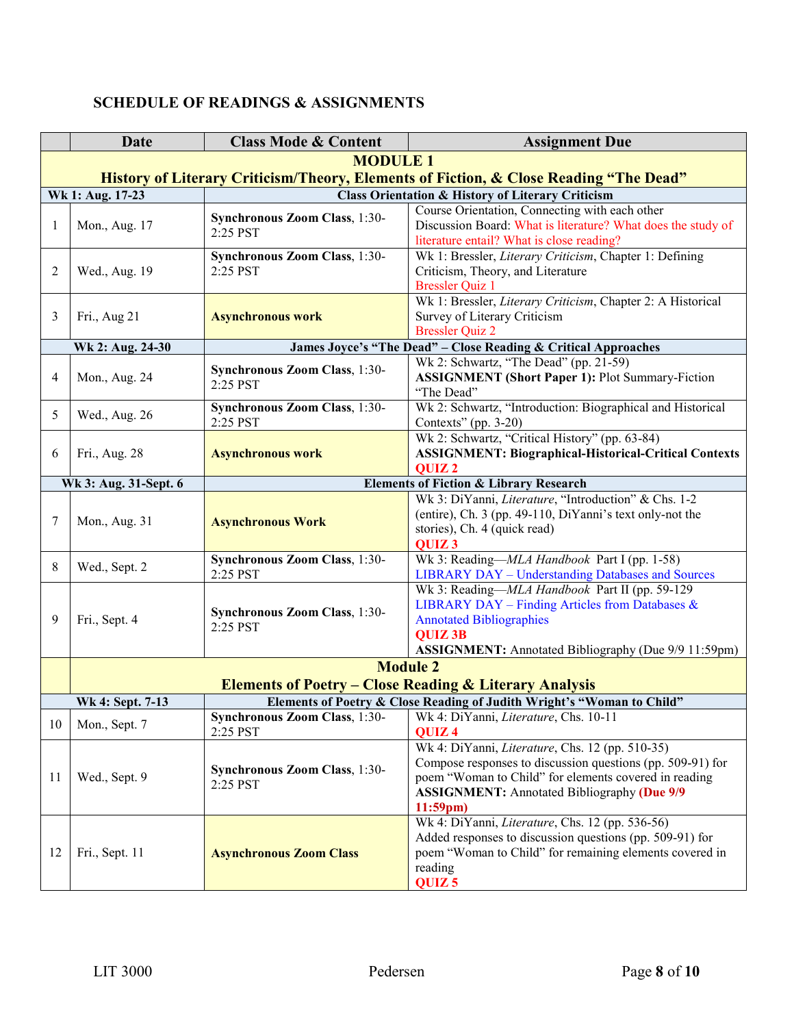## SCHEDULE OF READINGS & ASSIGNMENTS

| | Date | Class Mode & Content | Assignment Due |
|---|---|---|---|
| | **MODULE 1 History of Literary Criticism/Theory, Elements of Fiction, & Close Reading "The Dead"** | | |
| **Wk 1: Aug. 17-23** | | **Class Orientation & History of Literary Criticism** | |
| 1 | Mon., Aug. 17 | **Synchronous Zoom Class**, 1:30-2:25 PST | Course Orientation, Connecting with each other Discussion Board: What is literature? What does the study of literature entail? What is close reading? |
| 2 | Wed., Aug. 19 | **Synchronous Zoom Class**, 1:30-2:25 PST | Wk 1: Bressler, *Literary Criticism*, Chapter 1: Defining Criticism, Theory, and Literature Bressler Quiz 1 |
| 3 | Fri., Aug 21 | **Asynchronous work** | Wk 1: Bressler, *Literary Criticism*, Chapter 2: A Historical Survey of Literary Criticism Bressler Quiz 2 |
| **Wk 2: Aug. 24-30** | | **James Joyce's "The Dead" – Close Reading & Critical Approaches** | |
| 4 | Mon., Aug. 24 | **Synchronous Zoom Class**, 1:30-2:25 PST | Wk 2: Schwartz, "The Dead" (pp. 21-59) **ASSIGNMENT (Short Paper 1):** Plot Summary-Fiction "The Dead" |
| 5 | Wed., Aug. 26 | **Synchronous Zoom Class**, 1:30-2:25 PST | Wk 2: Schwartz, "Introduction: Biographical and Historical Contexts" (pp. 3-20) |
| 6 | Fri., Aug. 28 | **Asynchronous work** | Wk 2: Schwartz, "Critical History" (pp. 63-84) **ASSIGNMENT: Biographical-Historical-Critical Contexts** **QUIZ 2** |
| **Wk 3: Aug. 31-Sept. 6** | | **Elements of Fiction & Library Research** | |
| 7 | Mon., Aug. 31 | **Asynchronous Work** | Wk 3: DiYanni, *Literature*, "Introduction" & Chs. 1-2 (entire), Ch. 3 (pp. 49-110, DiYanni's text only-not the stories), Ch. 4 (quick read) **QUIZ 3** |
| 8 | Wed., Sept. 2 | **Synchronous Zoom Class**, 1:30-2:25 PST | Wk 3: Reading—*MLA Handbook* Part I (pp. 1-58) LIBRARY DAY – Understanding Databases and Sources |
| 9 | Fri., Sept. 4 | **Synchronous Zoom Class**, 1:30-2:25 PST | Wk 3: Reading—*MLA Handbook* Part II (pp. 59-129 LIBRARY DAY – Finding Articles from Databases & Annotated Bibliographies **QUIZ 3B** **ASSIGNMENT:** Annotated Bibliography (Due 9/9 11:59pm) |
| | **Module 2 Elements of Poetry – Close Reading & Literary Analysis** | | |
| **Wk 4: Sept. 7-13** | | **Elements of Poetry & Close Reading of Judith Wright's "Woman to Child"** | |
| 10 | Mon., Sept. 7 | **Synchronous Zoom Class**, 1:30-2:25 PST | Wk 4: DiYanni, *Literature*, Chs. 10-11 **QUIZ 4** |
| 11 | Wed., Sept. 9 | **Synchronous Zoom Class**, 1:30-2:25 PST | Wk 4: DiYanni, *Literature*, Chs. 12 (pp. 510-35) Compose responses to discussion questions (pp. 509-91) for poem "Woman to Child" for elements covered in reading **ASSIGNMENT:** Annotated Bibliography **(Due 9/9 11:59pm)** |
| 12 | Fri., Sept. 11 | **Asynchronous Zoom Class** | Wk 4: DiYanni, *Literature*, Chs. 12 (pp. 536-56) Added responses to discussion questions (pp. 509-91) for poem "Woman to Child" for remaining elements covered in reading **QUIZ 5** |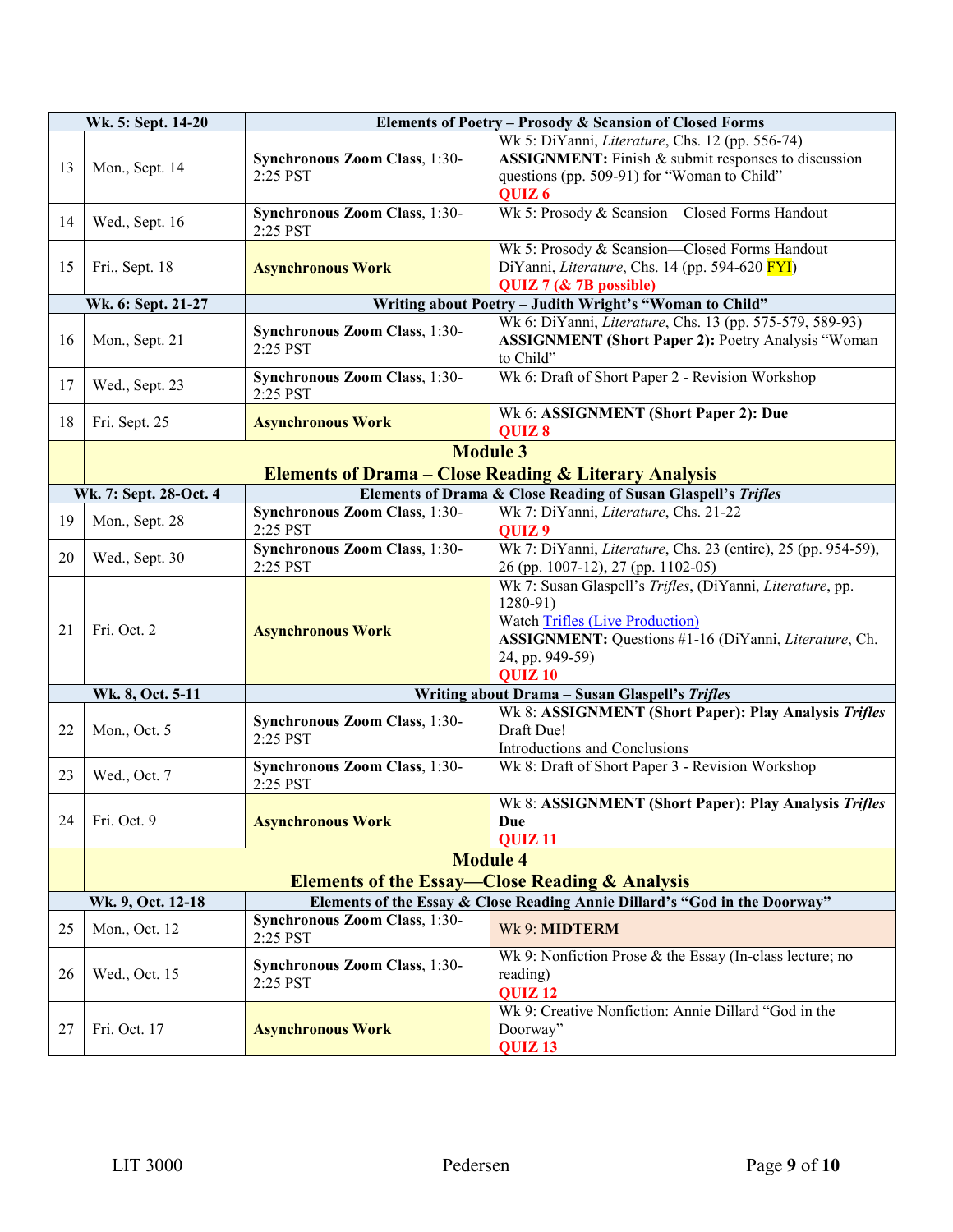| Wk. 5: Sept. 14-20 | | Elements of Poetry – Prosody & Scansion of Closed Forms | |
|---|---|---|---|
| 13 | Mon., Sept. 14 | **Synchronous Zoom Class**, 1:30-2:25 PST | Wk 5: DiYanni, *Literature*, Chs. 12 (pp. 556-74) **ASSIGNMENT:** Finish & submit responses to discussion questions (pp. 509-91) for "Woman to Child" **QUIZ 6** |
| 14 | Wed., Sept. 16 | **Synchronous Zoom Class**, 1:30-2:25 PST | Wk 5: Prosody & Scansion—Closed Forms Handout |
| 15 | Fri., Sept. 18 | **Asynchronous Work** | Wk 5: Prosody & Scansion—Closed Forms Handout DiYanni, *Literature*, Chs. 14 (pp. 594-620 FYI) **QUIZ 7 (& 7B possible)** |
| **Wk. 6: Sept. 21-27** | | **Writing about Poetry – Judith Wright's "Woman to Child"** | |
| 16 | Mon., Sept. 21 | **Synchronous Zoom Class**, 1:30-2:25 PST | Wk 6: DiYanni, *Literature*, Chs. 13 (pp. 575-579, 589-93) **ASSIGNMENT (Short Paper 2):** Poetry Analysis "Woman to Child" |
| 17 | Wed., Sept. 23 | **Synchronous Zoom Class**, 1:30-2:25 PST | Wk 6: Draft of Short Paper 2 - Revision Workshop |
| 18 | Fri. Sept. 25 | **Asynchronous Work** | Wk 6: **ASSIGNMENT (Short Paper 2): Due** **QUIZ 8** |
| | **Module 3 Elements of Drama – Close Reading & Literary Analysis** | | |
| **Wk. 7: Sept. 28-Oct. 4** | | **Elements of Drama & Close Reading of Susan Glaspell's *Trifles*** | |
| 19 | Mon., Sept. 28 | **Synchronous Zoom Class**, 1:30-2:25 PST | Wk 7: DiYanni, *Literature*, Chs. 21-22 **QUIZ 9** |
| 20 | Wed., Sept. 30 | **Synchronous Zoom Class**, 1:30-2:25 PST | Wk 7: DiYanni, *Literature*, Chs. 23 (entire), 25 (pp. 954-59), 26 (pp. 1007-12), 27 (pp. 1102-05) |
| 21 | Fri. Oct. 2 | **Asynchronous Work** | Wk 7: Susan Glaspell's *Trifles*, (DiYanni, *Literature*, pp. 1280-91) Watch [Trifles (Live Production)] **ASSIGNMENT:** Questions #1-16 (DiYanni, *Literature*, Ch. 24, pp. 949-59) **QUIZ 10** |
| **Wk. 8, Oct. 5-11** | | **Writing about Drama – Susan Glaspell's *Trifles*** | |
| 22 | Mon., Oct. 5 | **Synchronous Zoom Class**, 1:30-2:25 PST | Wk 8: **ASSIGNMENT (Short Paper): Play Analysis *Trifles*** Draft Due! Introductions and Conclusions |
| 23 | Wed., Oct. 7 | **Synchronous Zoom Class**, 1:30-2:25 PST | Wk 8: Draft of Short Paper 3 - Revision Workshop |
| 24 | Fri. Oct. 9 | **Asynchronous Work** | Wk 8: **ASSIGNMENT (Short Paper): Play Analysis *Trifles* Due** **QUIZ 11** |
| | **Module 4 Elements of the Essay—Close Reading & Analysis** | | |
| **Wk. 9, Oct. 12-18** | | **Elements of the Essay & Close Reading Annie Dillard's "God in the Doorway"** | |
| 25 | Mon., Oct. 12 | **Synchronous Zoom Class**, 1:30-2:25 PST | Wk 9: **MIDTERM** |
| 26 | Wed., Oct. 15 | **Synchronous Zoom Class**, 1:30-2:25 PST | Wk 9: Nonfiction Prose & the Essay (In-class lecture; no reading) **QUIZ 12** |
| 27 | Fri. Oct. 17 | **Asynchronous Work** | Wk 9: Creative Nonfiction: Annie Dillard "God in the Doorway" **QUIZ 13** |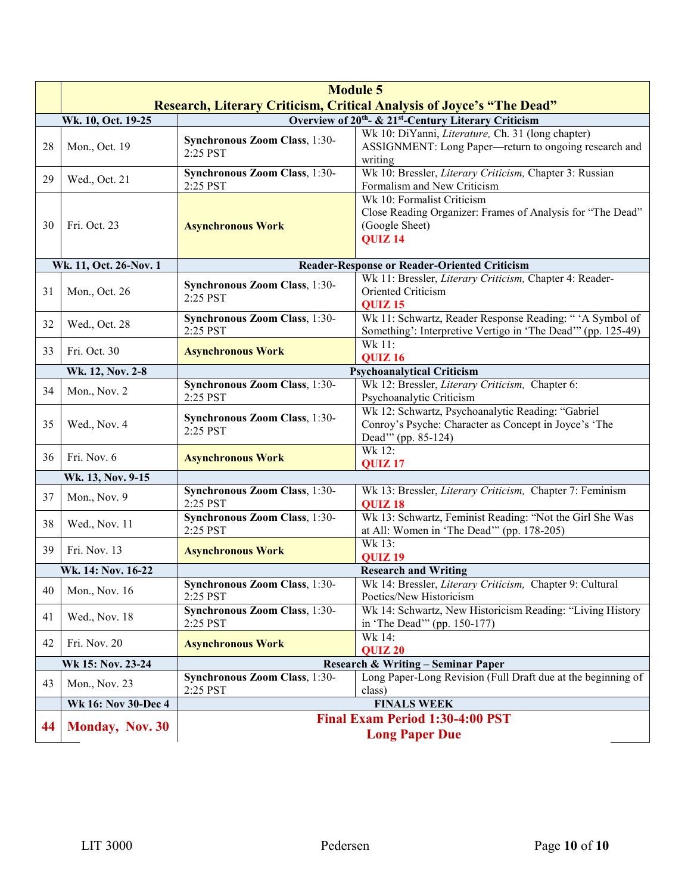| | | | |
|---|---|---|---|
| | **Module 5**<br>**Research, Literary Criticism, Critical Analysis of Joyce's "The Dead"** | | |
| | **Wk. 10, Oct. 19-25** | **Overview of 20th- & 21st-Century Literary Criticism** | |
| 28 | Mon., Oct. 19 | **Synchronous Zoom Class**, 1:30-2:25 PST | Wk 10: DiYanni, *Literature,* Ch. 31 (long chapter)<br>ASSIGNMENT: Long Paper—return to ongoing research and writing |
| 29 | Wed., Oct. 21 | **Synchronous Zoom Class**, 1:30-2:25 PST | Wk 10: Bressler, *Literary Criticism,* Chapter 3: Russian Formalism and New Criticism |
| 30 | Fri. Oct. 23 | **Asynchronous Work** | Wk 10: Formalist Criticism<br>Close Reading Organizer: Frames of Analysis for "The Dead" (Google Sheet)<br>**QUIZ 14** |
| | **Wk. 11, Oct. 26-Nov. 1** | **Reader-Response or Reader-Oriented Criticism** | |
| 31 | Mon., Oct. 26 | **Synchronous Zoom Class**, 1:30-2:25 PST | Wk 11: Bressler, *Literary Criticism,* Chapter 4: Reader-Oriented Criticism<br>**QUIZ 15** |
| 32 | Wed., Oct. 28 | **Synchronous Zoom Class**, 1:30-2:25 PST | Wk 11: Schwartz, Reader Response Reading: " 'A Symbol of Something': Interpretive Vertigo in 'The Dead'" (pp. 125-49) |
| 33 | Fri. Oct. 30 | **Asynchronous Work** | Wk 11:<br>**QUIZ 16** |
| | **Wk. 12, Nov. 2-8** | **Psychoanalytical Criticism** | |
| 34 | Mon., Nov. 2 | **Synchronous Zoom Class**, 1:30-2:25 PST | Wk 12: Bressler, *Literary Criticism,* Chapter 6: Psychoanalytic Criticism |
| 35 | Wed., Nov. 4 | **Synchronous Zoom Class**, 1:30-2:25 PST | Wk 12: Schwartz, Psychoanalytic Reading: "Gabriel Conroy's Psyche: Character as Concept in Joyce's 'The Dead'" (pp. 85-124) |
| 36 | Fri. Nov. 6 | **Asynchronous Work** | Wk 12:<br>**QUIZ 17** |
| | **Wk. 13, Nov. 9-15** | | |
| 37 | Mon., Nov. 9 | **Synchronous Zoom Class**, 1:30-2:25 PST | Wk 13: Bressler, *Literary Criticism,* Chapter 7: Feminism<br>**QUIZ 18** |
| 38 | Wed., Nov. 11 | **Synchronous Zoom Class**, 1:30-2:25 PST | Wk 13: Schwartz, Feminist Reading: "Not the Girl She Was at All: Women in 'The Dead'" (pp. 178-205) |
| 39 | Fri. Nov. 13 | **Asynchronous Work** | Wk 13:<br>**QUIZ 19** |
| | **Wk. 14: Nov. 16-22** | **Research and Writing** | |
| 40 | Mon., Nov. 16 | **Synchronous Zoom Class**, 1:30-2:25 PST | Wk 14: Bressler, *Literary Criticism,* Chapter 9: Cultural Poetics/New Historicism |
| 41 | Wed., Nov. 18 | **Synchronous Zoom Class**, 1:30-2:25 PST | Wk 14: Schwartz, New Historicism Reading: "Living History in 'The Dead'" (pp. 150-177) |
| 42 | Fri. Nov. 20 | **Asynchronous Work** | Wk 14:<br>**QUIZ 20** |
| | **Wk 15: Nov. 23-24** | **Research & Writing – Seminar Paper** | |
| 43 | Mon., Nov. 23 | **Synchronous Zoom Class**, 1:30-2:25 PST | Long Paper-Long Revision (Full Draft due at the beginning of class) |
| | **Wk 16: Nov 30-Dec 4** | **FINALS WEEK** | |
| **44** | **Monday, Nov. 30** | **Final Exam Period 1:30-4:00 PST**<br>**Long Paper Due** | |